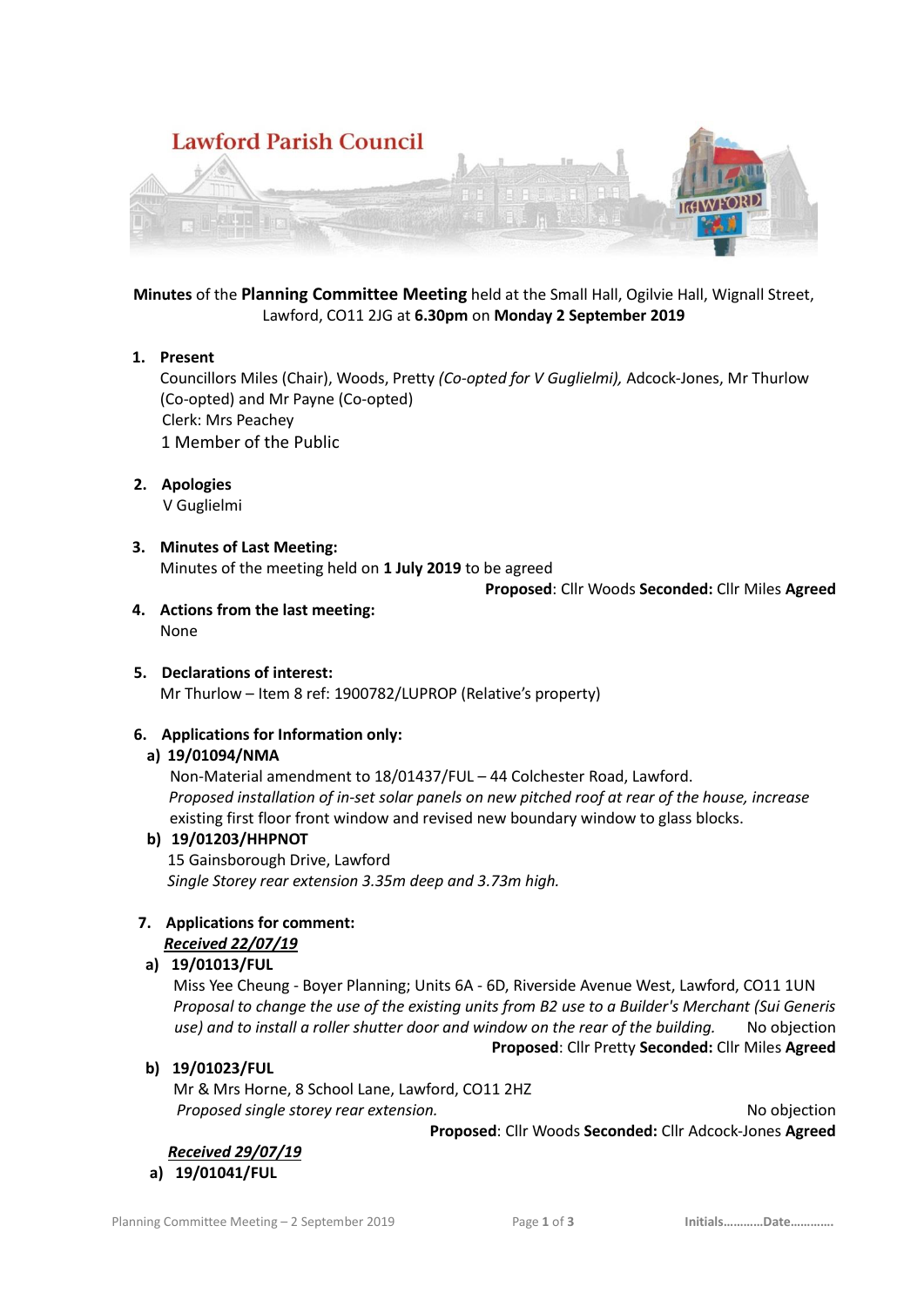Lawford Parish Council

**Minutes** of the **Planning Committee Meeting** held at the Small Hall, Ogilvie Hall, Wignall Street, Lawford, CO11 2JG at **6.30pm** on **Monday 2 September 2019**

1. **Present**
   Councillors Miles (Chair), Woods, Pretty *(Co-opted for V Guglielmi),* Adcock-Jones, Mr Thurlow (Co-opted) and Mr Payne (Co-opted)
   Clerk: Mrs Peachey
   1 Member of the Public

2. **Apologies**
   V Guglielmi

3. **Minutes of Last Meeting:**
   Minutes of the meeting held on **1 July 2019** to be agreed
   **Proposed**: Cllr Woods **Seconded:** Cllr Miles **Agreed**

4. **Actions from the last meeting:**
   None

5. **Declarations of interest:**
   Mr Thurlow – Item 8 ref: 1900782/LUPROP (Relative's property)

6. **Applications for Information only:**

   a) **19/01094/NMA**
   Non-Material amendment to 18/01437/FUL – 44 Colchester Road, Lawford.
   *Proposed installation of in-set solar panels on new pitched roof at rear of the house, increase* existing first floor front window and revised new boundary window to glass blocks.

   b) **19/01203/HHPNOT**
   15 Gainsborough Drive, Lawford
   *Single Storey rear extension 3.35m deep and 3.73m high.*

7. **Applications for comment:**

   ***Received 22/07/19***

   a) **19/01013/FUL**
   Miss Yee Cheung - Boyer Planning; Units 6A - 6D, Riverside Avenue West, Lawford, CO11 1UN
   *Proposal to change the use of the existing units from B2 use to a Builder's Merchant (Sui Generis use) and to install a roller shutter door and window on the rear of the building.* No objection
   **Proposed**: Cllr Pretty **Seconded:** Cllr Miles **Agreed**

   b) **19/01023/FUL**
   Mr & Mrs Horne, 8 School Lane, Lawford, CO11 2HZ
   *Proposed single storey rear extension.* No objection
   **Proposed**: Cllr Woods **Seconded:** Cllr Adcock-Jones **Agreed**

   ***Received 29/07/19***

   a) **19/01041/FUL**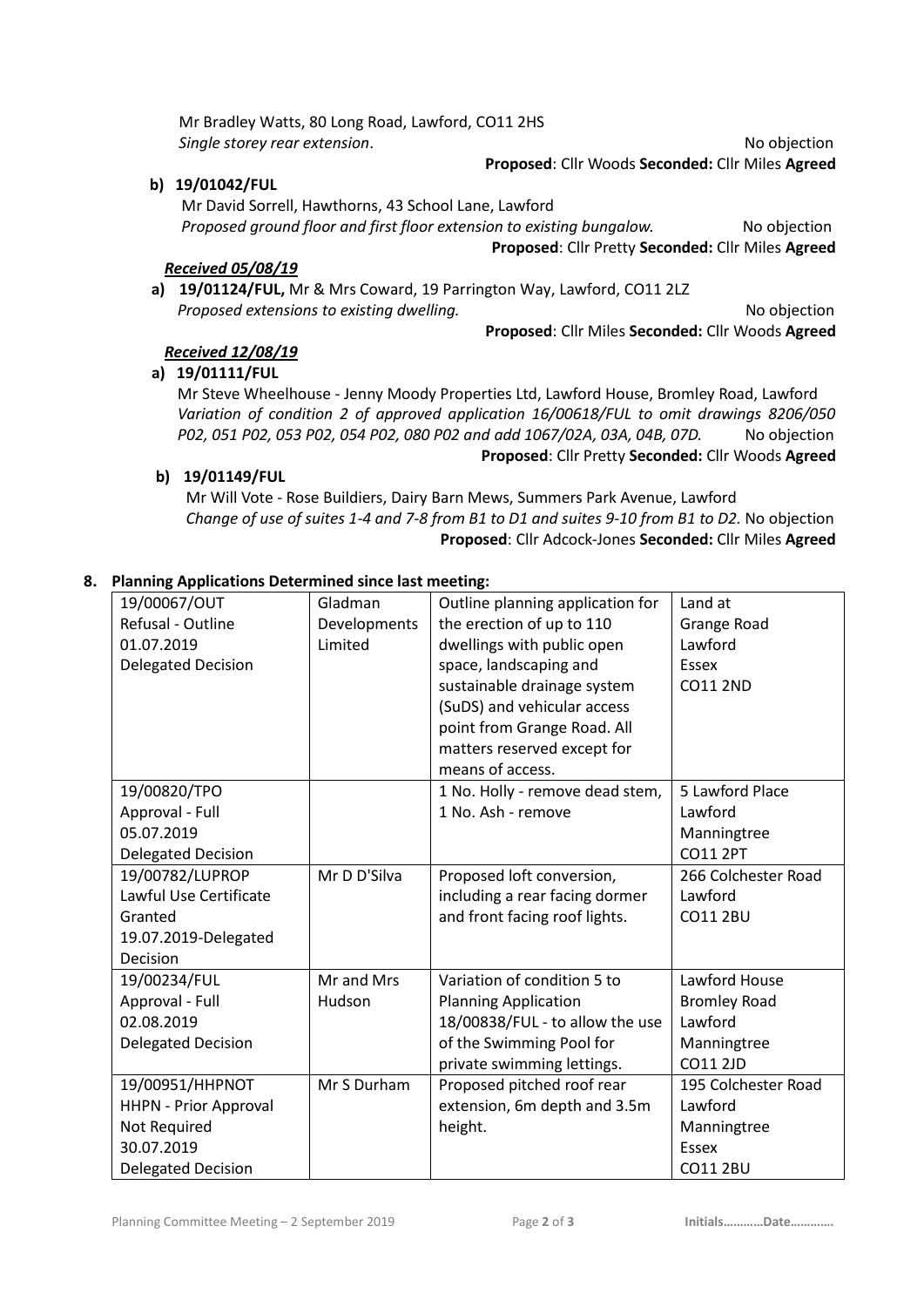Mr Bradley Watts, 80 Long Road, Lawford, CO11 2HS
*Single storey rear extension*. No objection

**Proposed**: Cllr Woods **Seconded:** Cllr Miles **Agreed**

**b) 19/01042/FUL**

Mr David Sorrell, Hawthorns, 43 School Lane, Lawford
*Proposed ground floor and first floor extension to existing bungalow.* No objection

**Proposed**: Cllr Pretty **Seconded:** Cllr Miles **Agreed**

***Received 05/08/19***

**a) 19/01124/FUL,** Mr & Mrs Coward, 19 Parrington Way, Lawford, CO11 2LZ
*Proposed extensions to existing dwelling.* No objection

**Proposed**: Cllr Miles **Seconded:** Cllr Woods **Agreed**

***Received 12/08/19***

**a) 19/01111/FUL**

Mr Steve Wheelhouse - Jenny Moody Properties Ltd, Lawford House, Bromley Road, Lawford
*Variation of condition 2 of approved application 16/00618/FUL to omit drawings 8206/050 P02, 051 P02, 053 P02, 054 P02, 080 P02 and add 1067/02A, 03A, 04B, 07D.* No objection

**Proposed**: Cllr Pretty **Seconded:** Cllr Woods **Agreed**

**b) 19/01149/FUL**

Mr Will Vote - Rose Buildiers, Dairy Barn Mews, Summers Park Avenue, Lawford
*Change of use of suites 1-4 and 7-8 from B1 to D1 and suites 9-10 from B1 to D2.* No objection

**Proposed**: Cllr Adcock-Jones **Seconded:** Cllr Miles **Agreed**

**8. Planning Applications Determined since last meeting:**

| | | | |
|---|---|---|---|
| 19/00067/OUT<br>Refusal - Outline<br>01.07.2019<br>Delegated Decision | Gladman Developments Limited | Outline planning application for the erection of up to 110 dwellings with public open space, landscaping and sustainable drainage system (SuDS) and vehicular access point from Grange Road. All matters reserved except for means of access. | Land at<br>Grange Road<br>Lawford<br>Essex<br>CO11 2ND |
| 19/00820/TPO<br>Approval - Full<br>05.07.2019<br>Delegated Decision | | 1 No. Holly - remove dead stem, 1 No. Ash - remove | 5 Lawford Place<br>Lawford<br>Manningtree<br>CO11 2PT |
| 19/00782/LUPROP<br>Lawful Use Certificate Granted<br>19.07.2019-Delegated Decision | Mr D D'Silva | Proposed loft conversion, including a rear facing dormer and front facing roof lights. | 266 Colchester Road<br>Lawford<br>CO11 2BU |
| 19/00234/FUL<br>Approval - Full<br>02.08.2019<br>Delegated Decision | Mr and Mrs Hudson | Variation of condition 5 to Planning Application 18/00838/FUL - to allow the use of the Swimming Pool for private swimming lettings. | Lawford House<br>Bromley Road<br>Lawford<br>Manningtree<br>CO11 2JD |
| 19/00951/HHPNOT<br>HHPN - Prior Approval Not Required<br>30.07.2019<br>Delegated Decision | Mr S Durham | Proposed pitched roof rear extension, 6m depth and 3.5m height. | 195 Colchester Road<br>Lawford<br>Manningtree<br>Essex<br>CO11 2BU |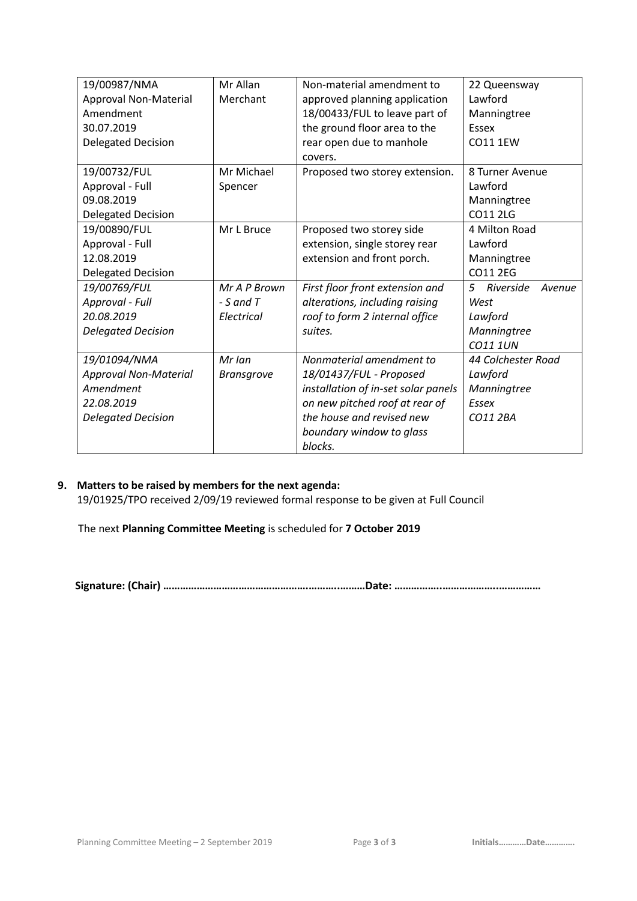| | | | |
|---|---|---|---|
| 19/00987/NMA<br>Approval Non-Material Amendment<br>30.07.2019<br>Delegated Decision | Mr Allan Merchant | Non-material amendment to approved planning application 18/00433/FUL to leave part of the ground floor area to the rear open due to manhole covers. | 22 Queensway<br>Lawford<br>Manningtree<br>Essex<br>CO11 1EW |
| 19/00732/FUL<br>Approval - Full<br>09.08.2019<br>Delegated Decision | Mr Michael Spencer | Proposed two storey extension. | 8 Turner Avenue<br>Lawford<br>Manningtree<br>CO11 2LG |
| 19/00890/FUL<br>Approval - Full<br>12.08.2019<br>Delegated Decision | Mr L Bruce | Proposed two storey side extension, single storey rear extension and front porch. | 4 Milton Road<br>Lawford<br>Manningtree<br>CO11 2EG |
| *19/00769/FUL*<br>*Approval - Full*<br>*20.08.2019*<br>*Delegated Decision* | *Mr A P Brown - S and T Electrical* | *First floor front extension and alterations, including raising roof to form 2 internal office suites.* | *5 Riverside Avenue West*<br>*Lawford*<br>*Manningtree*<br>*CO11 1UN* |
| *19/01094/NMA*<br>*Approval Non-Material Amendment*<br>*22.08.2019*<br>*Delegated Decision* | *Mr Ian Bransgrove* | *Nonmaterial amendment to 18/01437/FUL - Proposed installation of in-set solar panels on new pitched roof at rear of the house and revised new boundary window to glass blocks.* | *44 Colchester Road*<br>*Lawford*<br>*Manningtree*<br>*Essex*<br>*CO11 2BA* |

**9. Matters to be raised by members for the next agenda:**

19/01925/TPO received 2/09/19 reviewed formal response to be given at Full Council

The next **Planning Committee Meeting** is scheduled for **7 October 2019**

**Signature: (Chair) ……………………………………………….……..………Date: ……………..……………..……………**